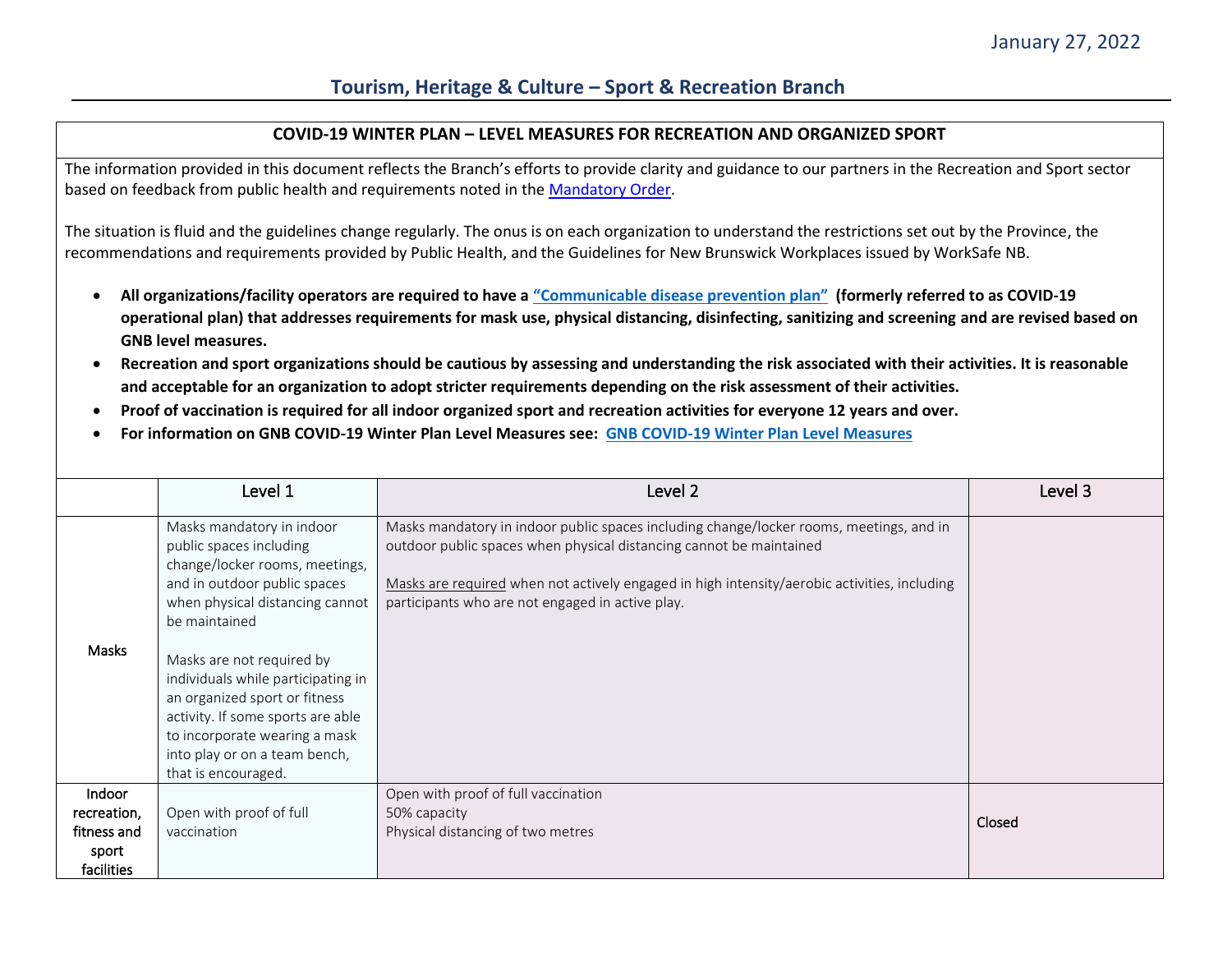January 27, 2022

# Tourism, Heritage & Culture – Sport & Recreation Branch

## COVID-19 WINTER PLAN – LEVEL MEASURES FOR RECREATION AND ORGANIZED SPORT

The information provided in this document reflects the Branch's efforts to provide clarity and guidance to our partners in the Recreation and Sport sector based on feedback from public health and requirements noted in the Mandatory Order.

The situation is fluid and the guidelines change regularly. The onus is on each organization to understand the restrictions set out by the Province, the recommendations and requirements provided by Public Health, and the Guidelines for New Brunswick Workplaces issued by WorkSafe NB.

- **All organizations/facility operators are required to have a "Communicable disease prevention plan" (formerly referred to as COVID-19 operational plan) that addresses requirements for mask use, physical distancing, disinfecting, sanitizing and screening and are revised based on GNB level measures.**
- **Recreation and sport organizations should be cautious by assessing and understanding the risk associated with their activities. It is reasonable and acceptable for an organization to adopt stricter requirements depending on the risk assessment of their activities.**
- **Proof of vaccination is required for all indoor organized sport and recreation activities for everyone 12 years and over.**
- **For information on GNB COVID-19 Winter Plan Level Measures see: GNB COVID-19 Winter Plan Level Measures**

| | Level 1 | Level 2 | Level 3 |
|---|---|---|---|
| Masks | Masks mandatory in indoor public spaces including change/locker rooms, meetings, and in outdoor public spaces when physical distancing cannot be maintained<br><br>Masks are not required by individuals while participating in an organized sport or fitness activity. If some sports are able to incorporate wearing a mask into play or on a team bench, that is encouraged. | Masks mandatory in indoor public spaces including change/locker rooms, meetings, and in outdoor public spaces when physical distancing cannot be maintained<br><br>Masks are required when not actively engaged in high intensity/aerobic activities, including participants who are not engaged in active play. | |
| Indoor recreation, fitness and sport facilities | Open with proof of full vaccination | Open with proof of full vaccination<br>50% capacity<br>Physical distancing of two metres | Closed |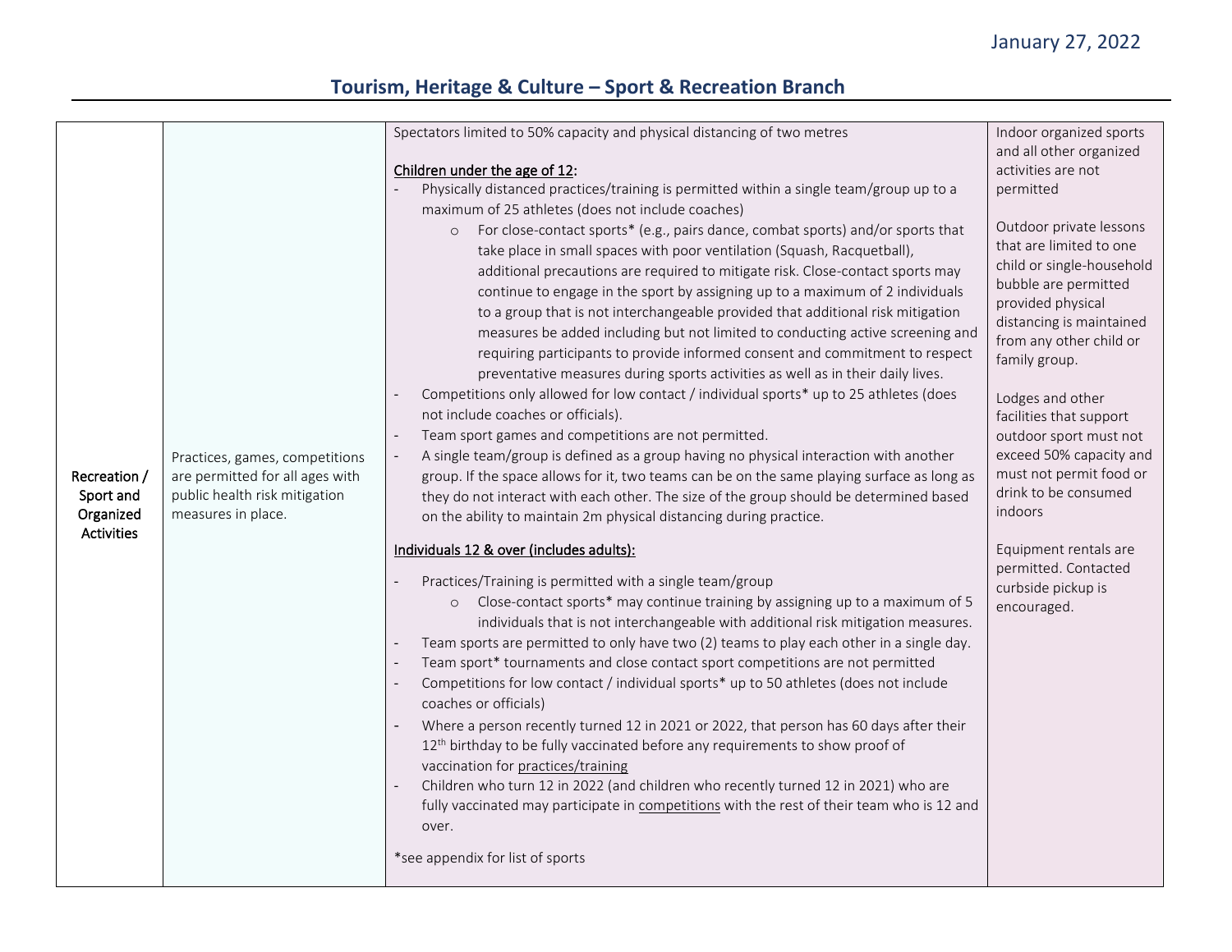January 27, 2022

## Tourism, Heritage & Culture – Sport & Recreation Branch

| | | | |
|---|---|---|---|
| Recreation / Sport and Organized Activities | Practices, games, competitions are permitted for all ages with public health risk mitigation measures in place. | Spectators limited to 50% capacity and physical distancing of two metres<br><br>**Children under the age of 12:**<br>- Physically distanced practices/training is permitted within a single team/group up to a maximum of 25 athletes (does not include coaches)<br>&nbsp;&nbsp;&nbsp;&nbsp;o For close-contact sports* (e.g., pairs dance, combat sports) and/or sports that take place in small spaces with poor ventilation (Squash, Racquetball), additional precautions are required to mitigate risk. Close-contact sports may continue to engage in the sport by assigning up to a maximum of 2 individuals to a group that is not interchangeable provided that additional risk mitigation measures be added including but not limited to conducting active screening and requiring participants to provide informed consent and commitment to respect preventative measures during sports activities as well as in their daily lives.<br>- Competitions only allowed for low contact / individual sports* up to 25 athletes (does not include coaches or officials).<br>- Team sport games and competitions are not permitted.<br>- A single team/group is defined as a group having no physical interaction with another group. If the space allows for it, two teams can be on the same playing surface as long as they do not interact with each other. The size of the group should be determined based on the ability to maintain 2m physical distancing during practice.<br><br>**Individuals 12 & over (includes adults):**<br>- Practices/Training is permitted with a single team/group<br>&nbsp;&nbsp;&nbsp;&nbsp;o Close-contact sports* may continue training by assigning up to a maximum of 5 individuals that is not interchangeable with additional risk mitigation measures.<br>- Team sports are permitted to only have two (2) teams to play each other in a single day.<br>- Team sport* tournaments and close contact sport competitions are not permitted<br>- Competitions for low contact / individual sports* up to 50 athletes (does not include coaches or officials)<br>- Where a person recently turned 12 in 2021 or 2022, that person has 60 days after their 12th birthday to be fully vaccinated before any requirements to show proof of vaccination for practices/training<br>- Children who turn 12 in 2022 (and children who recently turned 12 in 2021) who are fully vaccinated may participate in competitions with the rest of their team who is 12 and over.<br><br>*see appendix for list of sports | Indoor organized sports and all other organized activities are not permitted<br><br>Outdoor private lessons that are limited to one child or single-household bubble are permitted provided physical distancing is maintained from any other child or family group.<br><br>Lodges and other facilities that support outdoor sport must not exceed 50% capacity and must not permit food or drink to be consumed indoors<br><br>Equipment rentals are permitted. Contacted curbside pickup is encouraged. |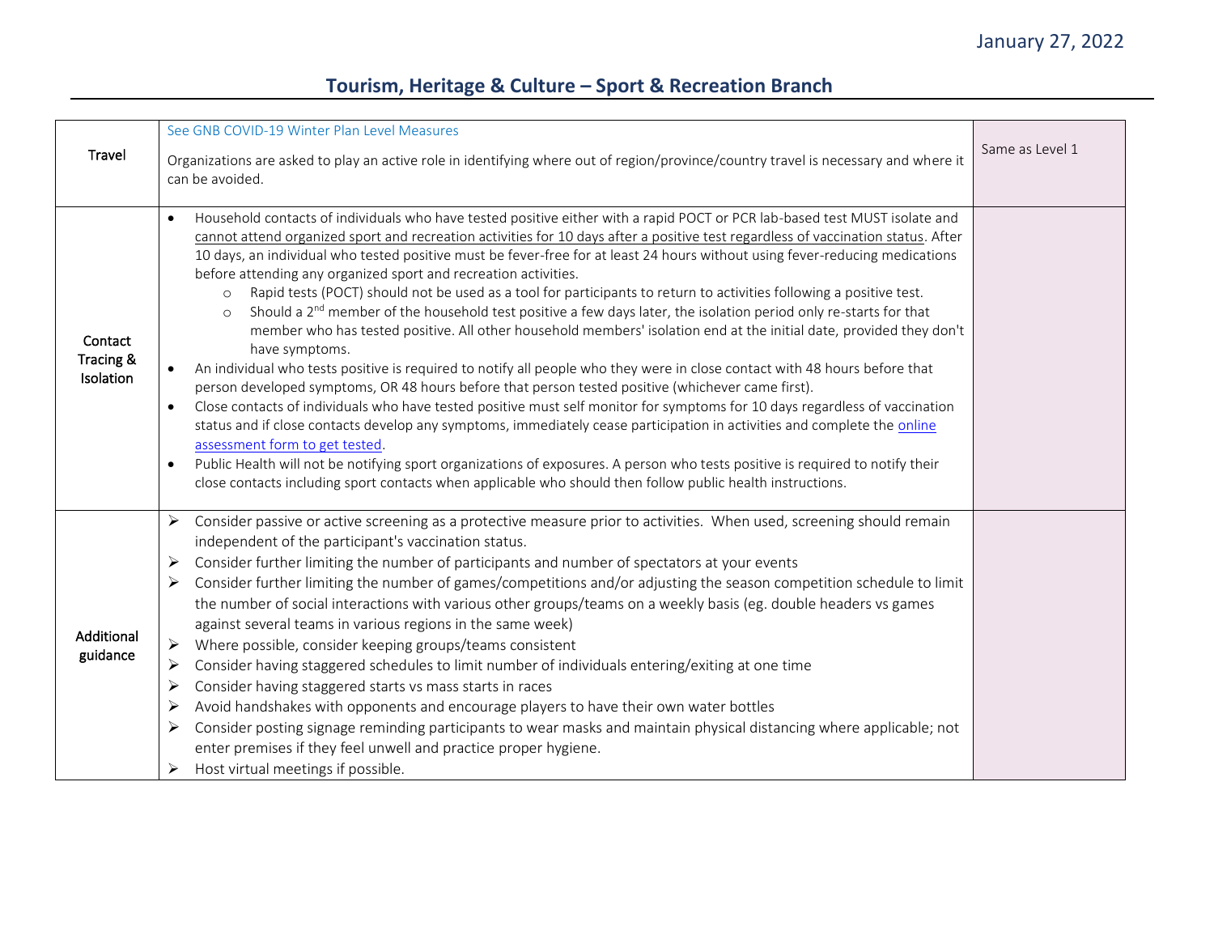## Tourism, Heritage & Culture – Sport & Recreation Branch

| | | |
|---|---|---|
| Travel | See GNB COVID-19 Winter Plan Level Measures<br><br>Organizations are asked to play an active role in identifying where out of region/province/country travel is necessary and where it can be avoided. | Same as Level 1 |
| Contact Tracing & Isolation | • Household contacts of individuals who have tested positive either with a rapid POCT or PCR lab-based test MUST isolate and cannot attend organized sport and recreation activities for 10 days after a positive test regardless of vaccination status. After 10 days, an individual who tested positive must be fever-free for at least 24 hours without using fever-reducing medications before attending any organized sport and recreation activities.<br>&nbsp;&nbsp;&nbsp;&nbsp;○ Rapid tests (POCT) should not be used as a tool for participants to return to activities following a positive test.<br>&nbsp;&nbsp;&nbsp;&nbsp;○ Should a 2nd member of the household test positive a few days later, the isolation period only re-starts for that member who has tested positive. All other household members' isolation end at the initial date, provided they don't have symptoms.<br>• An individual who tests positive is required to notify all people who they were in close contact with 48 hours before that person developed symptoms, OR 48 hours before that person tested positive (whichever came first).<br>• Close contacts of individuals who have tested positive must self monitor for symptoms for 10 days regardless of vaccination status and if close contacts develop any symptoms, immediately cease participation in activities and complete the online assessment form to get tested.<br>• Public Health will not be notifying sport organizations of exposures. A person who tests positive is required to notify their close contacts including sport contacts when applicable who should then follow public health instructions. | |
| Additional guidance | ➢ Consider passive or active screening as a protective measure prior to activities. When used, screening should remain independent of the participant's vaccination status.<br>➢ Consider further limiting the number of participants and number of spectators at your events<br>➢ Consider further limiting the number of games/competitions and/or adjusting the season competition schedule to limit the number of social interactions with various other groups/teams on a weekly basis (eg. double headers vs games against several teams in various regions in the same week)<br>➢ Where possible, consider keeping groups/teams consistent<br>➢ Consider having staggered schedules to limit number of individuals entering/exiting at one time<br>➢ Consider having staggered starts vs mass starts in races<br>➢ Avoid handshakes with opponents and encourage players to have their own water bottles<br>➢ Consider posting signage reminding participants to wear masks and maintain physical distancing where applicable; not enter premises if they feel unwell and practice proper hygiene.<br>➢ Host virtual meetings if possible. | |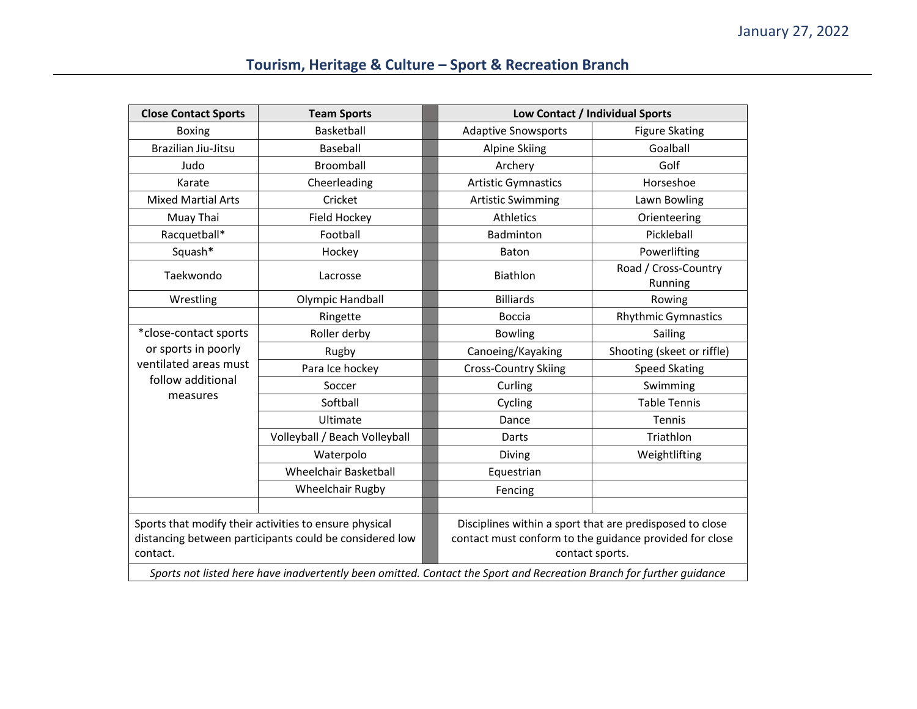January 27, 2022

## Tourism, Heritage & Culture – Sport & Recreation Branch

| Close Contact Sports | Team Sports | Low Contact / Individual Sports | |
|---|---|---|---|
| Boxing | Basketball | Adaptive Snowsports | Figure Skating |
| Brazilian Jiu-Jitsu | Baseball | Alpine Skiing | Goalball |
| Judo | Broomball | Archery | Golf |
| Karate | Cheerleading | Artistic Gymnastics | Horseshoe |
| Mixed Martial Arts | Cricket | Artistic Swimming | Lawn Bowling |
| Muay Thai | Field Hockey | Athletics | Orienteering |
| Racquetball* | Football | Badminton | Pickleball |
| Squash* | Hockey | Baton | Powerlifting |
| Taekwondo | Lacrosse | Biathlon | Road / Cross-Country Running |
| Wrestling | Olympic Handball | Billiards | Rowing |
| | Ringette | Boccia | Rhythmic Gymnastics |
| *close-contact sports or sports in poorly ventilated areas must follow additional measures | Roller derby | Bowling | Sailing |
| | Rugby | Canoeing/Kayaking | Shooting (skeet or riffle) |
| | Para Ice hockey | Cross-Country Skiing | Speed Skating |
| | Soccer | Curling | Swimming |
| | Softball | Cycling | Table Tennis |
| | Ultimate | Dance | Tennis |
| | Volleyball / Beach Volleyball | Darts | Triathlon |
| | Waterpolo | Diving | Weightlifting |
| | Wheelchair Basketball | Equestrian | |
| | Wheelchair Rugby | Fencing | |
| Sports that modify their activities to ensure physical distancing between participants could be considered low contact. | | Disciplines within a sport that are predisposed to close contact must conform to the guidance provided for close contact sports. | |
| *Sports not listed here have inadvertently been omitted. Contact the Sport and Recreation Branch for further guidance* | | | |